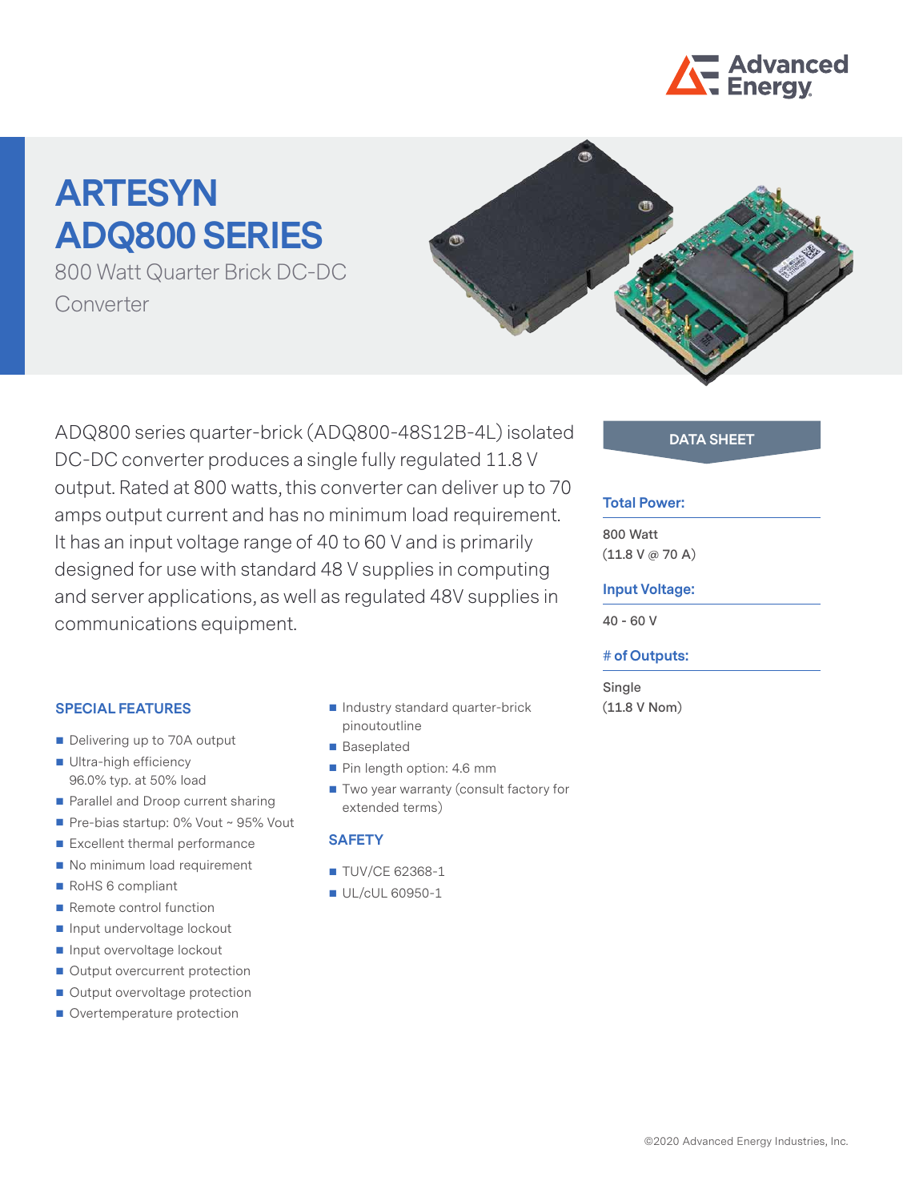# ARTESYN ADQ800 SERIES

800 Watt Quarter Brick DC-DC Converter

ADQ800 series quarter-brick (ADQ800-48S12B-4L) isolated DC-DC converter produces a single fully regulated 11.8 V output. Rated at 800 watts, this converter can deliver up to 70 amps output current and has no minimum load requirement. It has an input voltage range of 40 to 60 V and is primarily designed for use with standard 48 V supplies in computing and server applications, as well as regulated 48V supplies in communications equipment.

**DATA SHEET**

**Total Power:**

800 Watt
(11.8 V @ 70 A)

**Input Voltage:**

40 - 60 V

**# of Outputs:**

Single
(11.8 V Nom)

## SPECIAL FEATURES

- Delivering up to 70A output
- Ultra-high efficiency 96.0% typ. at 50% load
- Parallel and Droop current sharing
- Pre-bias startup: 0% Vout ~ 95% Vout
- Excellent thermal performance
- No minimum load requirement
- RoHS 6 compliant
- Remote control function
- Input undervoltage lockout
- Input overvoltage lockout
- Output overcurrent protection
- Output overvoltage protection
- Overtemperature protection
- Industry standard quarter-brick pinoutoutline
- Baseplated
- Pin length option: 4.6 mm
- Two year warranty (consult factory for extended terms)

## SAFETY

- TUV/CE 62368-1
- UL/cUL 60950-1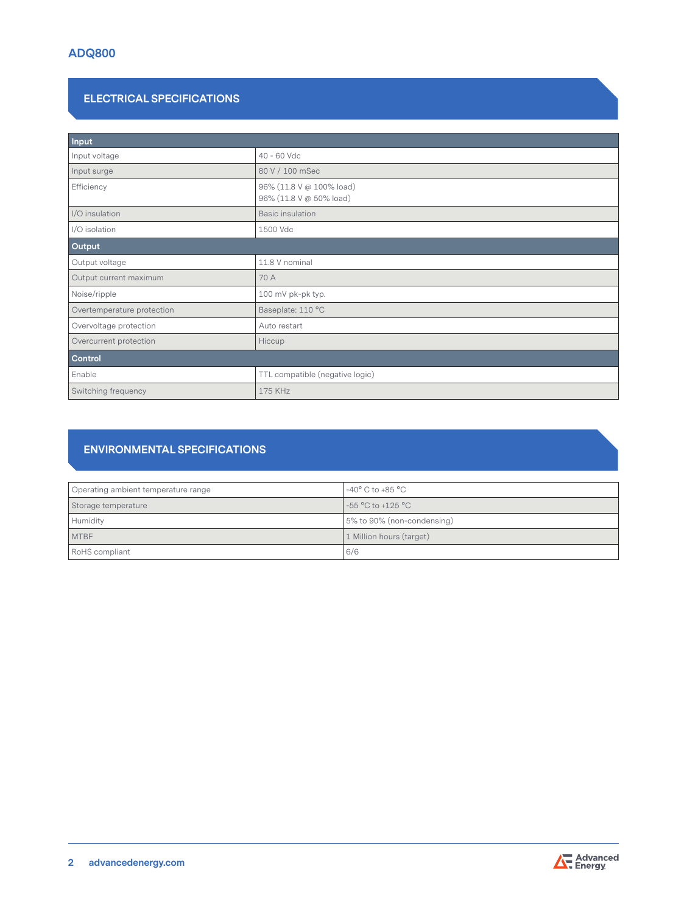## ELECTRICAL SPECIFICATIONS

| **Input** | |
|---|---|
| Input voltage | 40 - 60 Vdc |
| Input surge | 80 V / 100 mSec |
| Efficiency | 96% (11.8 V @ 100% load)<br>96% (11.8 V @ 50% load) |
| I/O insulation | Basic insulation |
| I/O isolation | 1500 Vdc |
| **Output** | |
| Output voltage | 11.8 V nominal |
| Output current maximum | 70 A |
| Noise/ripple | 100 mV pk-pk typ. |
| Overtemperature protection | Baseplate: 110 °C |
| Overvoltage protection | Auto restart |
| Overcurrent protection | Hiccup |
| **Control** | |
| Enable | TTL compatible (negative logic) |
| Switching frequency | 175 KHz |

## ENVIRONMENTAL SPECIFICATIONS

| | |
|---|---|
| Operating ambient temperature range | -40° C to +85 °C |
| Storage temperature | -55 °C to +125 °C |
| Humidity | 5% to 90% (non-condensing) |
| MTBF | 1 Million hours (target) |
| RoHS compliant | 6/6 |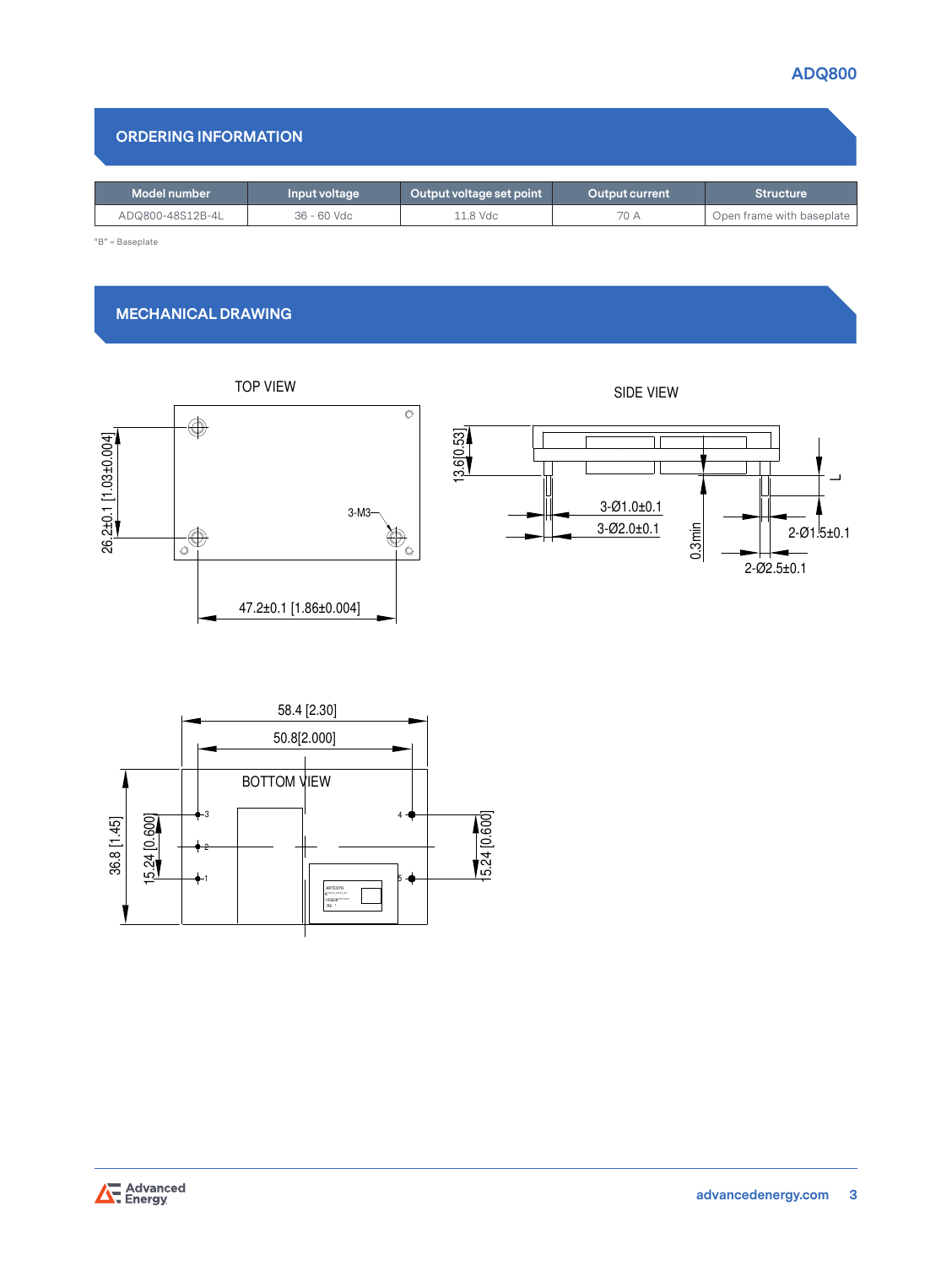## ORDERING INFORMATION

| Model number | Input voltage | Output voltage set point | Output current | Structure |
|---|---|---|---|---|
| ADQ800-48S12B-4L | 36 - 60 Vdc | 11.8 Vdc | 70 A | Open frame with baseplate |

"B" = Baseplate

## MECHANICAL DRAWING

TOP VIEW

26.2±0.1 [1.03±0.004]

3-M3

47.2±0.1 [1.86±0.004]

SIDE VIEW

13.6[0.53]

3-Ø1.0±0.1

3-Ø2.0±0.1

0.3min

L

2-Ø1.5±0.1

2-Ø2.5±0.1

BOTTOM VIEW

58.4 [2.30]

50.8[2.000]

36.8 [1.45]

15.24 [0.600]

15.24 [0.600]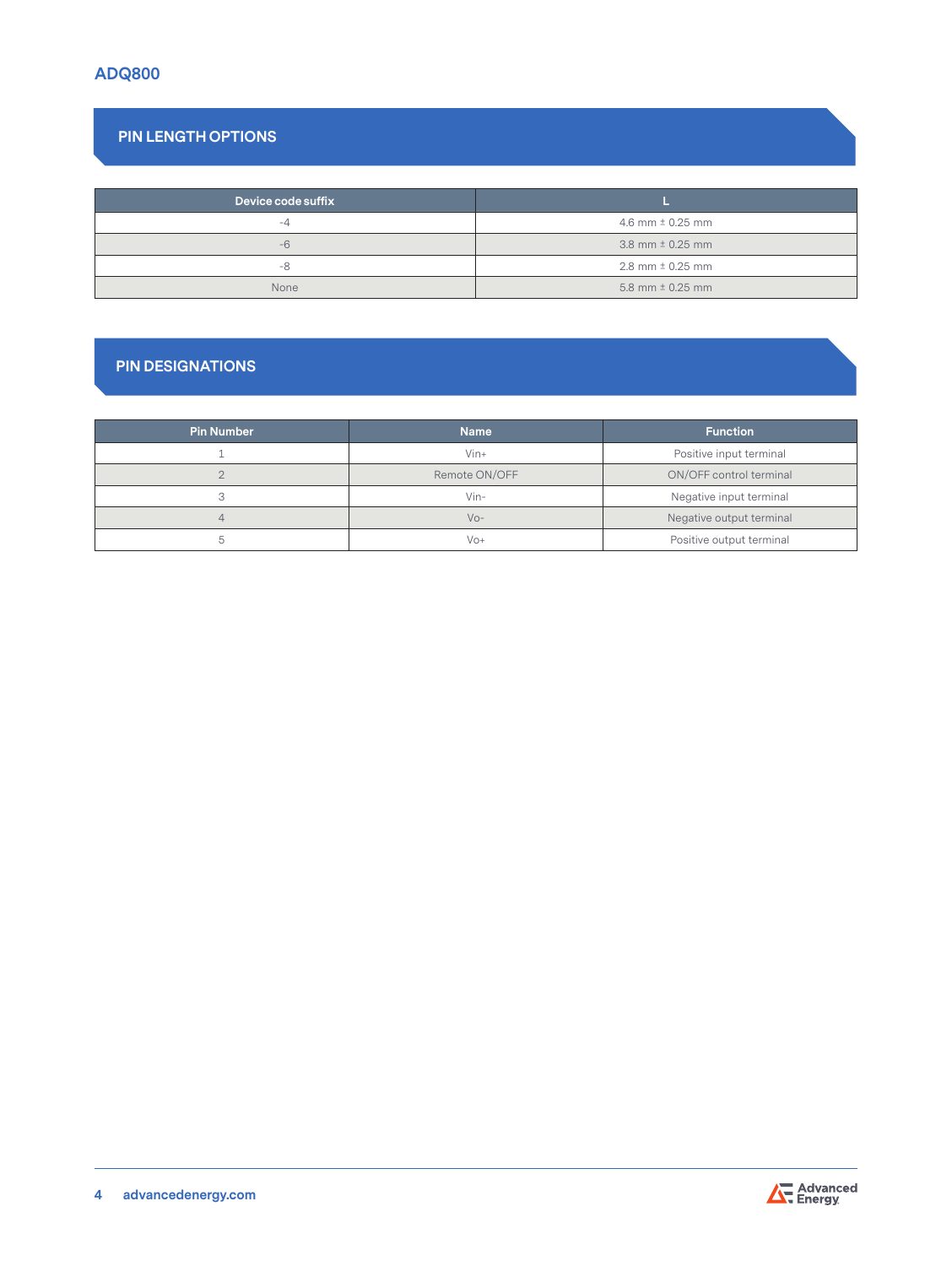## PIN LENGTH OPTIONS

| Device code suffix | L |
|---|---|
| -4 | 4.6 mm ± 0.25 mm |
| -6 | 3.8 mm ± 0.25 mm |
| -8 | 2.8 mm ± 0.25 mm |
| None | 5.8 mm ± 0.25 mm |

## PIN DESIGNATIONS

| Pin Number | Name | Function |
|---|---|---|
| 1 | Vin+ | Positive input terminal |
| 2 | Remote ON/OFF | ON/OFF control terminal |
| 3 | Vin- | Negative input terminal |
| 4 | Vo- | Negative output terminal |
| 5 | Vo+ | Positive output terminal |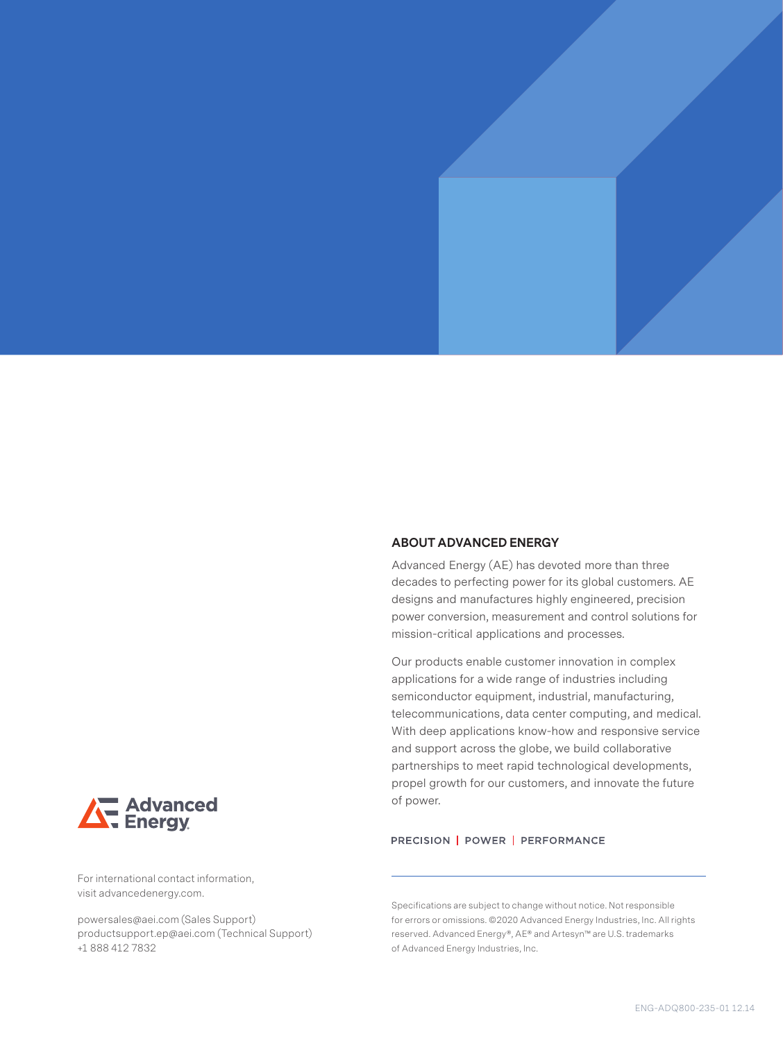## ABOUT ADVANCED ENERGY

Advanced Energy (AE) has devoted more than three decades to perfecting power for its global customers. AE designs and manufactures highly engineered, precision power conversion, measurement and control solutions for mission-critical applications and processes.

Our products enable customer innovation in complex applications for a wide range of industries including semiconductor equipment, industrial, manufacturing, telecommunications, data center computing, and medical. With deep applications know-how and responsive service and support across the globe, we build collaborative partnerships to meet rapid technological developments, propel growth for our customers, and innovate the future of power.

PRECISION | POWER | PERFORMANCE

Advanced Energy

For international contact information, visit advancedenergy.com.

powersales@aei.com (Sales Support)
productsupport.ep@aei.com (Technical Support)
+1 888 412 7832

Specifications are subject to change without notice. Not responsible for errors or omissions. ©2020 Advanced Energy Industries, Inc. All rights reserved. Advanced Energy®, AE® and Artesyn™ are U.S. trademarks of Advanced Energy Industries, Inc.

ENG-ADQ800-235-01 12.14